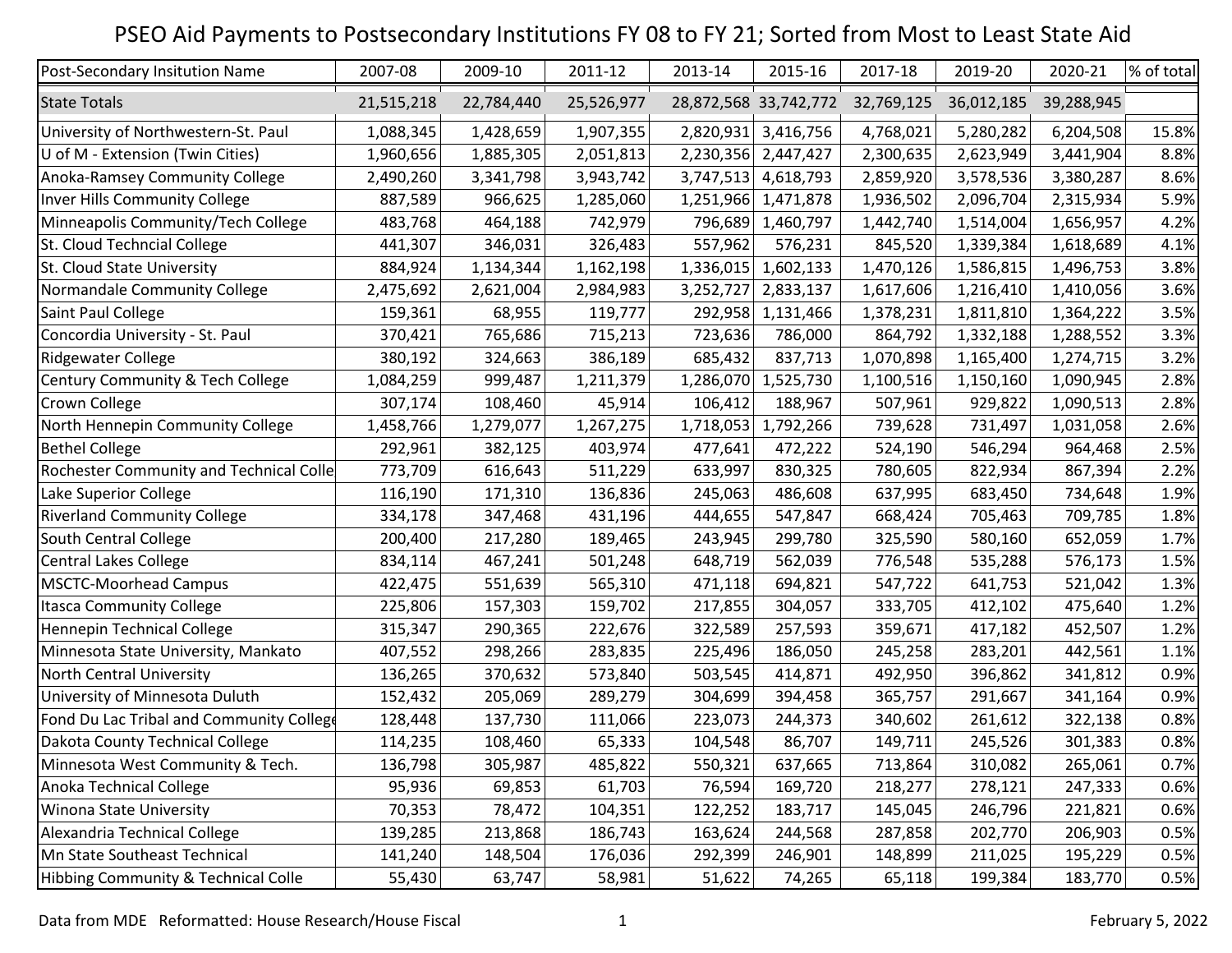# PSEO Aid Payments to Postsecondary Institutions FY 08 to FY 21; Sorted from Most to Least State Aid

| Post-Secondary Insitution Name | 2007-08 | 2009-10 | 2011-12 | 2013-14 | 2015-16 | 2017-18 | 2019-20 | 2020-21 | % of total |
|---|---|---|---|---|---|---|---|---|---|
| State Totals | 21,515,218 | 22,784,440 | 25,526,977 | 28,872,568 | 33,742,772 | 32,769,125 | 36,012,185 | 39,288,945 | |
| University of Northwestern-St. Paul | 1,088,345 | 1,428,659 | 1,907,355 | 2,820,931 | 3,416,756 | 4,768,021 | 5,280,282 | 6,204,508 | 15.8% |
| U of M - Extension (Twin Cities) | 1,960,656 | 1,885,305 | 2,051,813 | 2,230,356 | 2,447,427 | 2,300,635 | 2,623,949 | 3,441,904 | 8.8% |
| Anoka-Ramsey Community College | 2,490,260 | 3,341,798 | 3,943,742 | 3,747,513 | 4,618,793 | 2,859,920 | 3,578,536 | 3,380,287 | 8.6% |
| Inver Hills Community College | 887,589 | 966,625 | 1,285,060 | 1,251,966 | 1,471,878 | 1,936,502 | 2,096,704 | 2,315,934 | 5.9% |
| Minneapolis Community/Tech College | 483,768 | 464,188 | 742,979 | 796,689 | 1,460,797 | 1,442,740 | 1,514,004 | 1,656,957 | 4.2% |
| St. Cloud Techncial College | 441,307 | 346,031 | 326,483 | 557,962 | 576,231 | 845,520 | 1,339,384 | 1,618,689 | 4.1% |
| St. Cloud State University | 884,924 | 1,134,344 | 1,162,198 | 1,336,015 | 1,602,133 | 1,470,126 | 1,586,815 | 1,496,753 | 3.8% |
| Normandale Community College | 2,475,692 | 2,621,004 | 2,984,983 | 3,252,727 | 2,833,137 | 1,617,606 | 1,216,410 | 1,410,056 | 3.6% |
| Saint Paul College | 159,361 | 68,955 | 119,777 | 292,958 | 1,131,466 | 1,378,231 | 1,811,810 | 1,364,222 | 3.5% |
| Concordia University - St. Paul | 370,421 | 765,686 | 715,213 | 723,636 | 786,000 | 864,792 | 1,332,188 | 1,288,552 | 3.3% |
| Ridgewater College | 380,192 | 324,663 | 386,189 | 685,432 | 837,713 | 1,070,898 | 1,165,400 | 1,274,715 | 3.2% |
| Century Community & Tech College | 1,084,259 | 999,487 | 1,211,379 | 1,286,070 | 1,525,730 | 1,100,516 | 1,150,160 | 1,090,945 | 2.8% |
| Crown College | 307,174 | 108,460 | 45,914 | 106,412 | 188,967 | 507,961 | 929,822 | 1,090,513 | 2.8% |
| North Hennepin Community College | 1,458,766 | 1,279,077 | 1,267,275 | 1,718,053 | 1,792,266 | 739,628 | 731,497 | 1,031,058 | 2.6% |
| Bethel College | 292,961 | 382,125 | 403,974 | 477,641 | 472,222 | 524,190 | 546,294 | 964,468 | 2.5% |
| Rochester Community and Technical Colle | 773,709 | 616,643 | 511,229 | 633,997 | 830,325 | 780,605 | 822,934 | 867,394 | 2.2% |
| Lake Superior College | 116,190 | 171,310 | 136,836 | 245,063 | 486,608 | 637,995 | 683,450 | 734,648 | 1.9% |
| Riverland Community College | 334,178 | 347,468 | 431,196 | 444,655 | 547,847 | 668,424 | 705,463 | 709,785 | 1.8% |
| South Central College | 200,400 | 217,280 | 189,465 | 243,945 | 299,780 | 325,590 | 580,160 | 652,059 | 1.7% |
| Central Lakes College | 834,114 | 467,241 | 501,248 | 648,719 | 562,039 | 776,548 | 535,288 | 576,173 | 1.5% |
| MSCTC-Moorhead Campus | 422,475 | 551,639 | 565,310 | 471,118 | 694,821 | 547,722 | 641,753 | 521,042 | 1.3% |
| Itasca Community College | 225,806 | 157,303 | 159,702 | 217,855 | 304,057 | 333,705 | 412,102 | 475,640 | 1.2% |
| Hennepin Technical College | 315,347 | 290,365 | 222,676 | 322,589 | 257,593 | 359,671 | 417,182 | 452,507 | 1.2% |
| Minnesota State University, Mankato | 407,552 | 298,266 | 283,835 | 225,496 | 186,050 | 245,258 | 283,201 | 442,561 | 1.1% |
| North Central University | 136,265 | 370,632 | 573,840 | 503,545 | 414,871 | 492,950 | 396,862 | 341,812 | 0.9% |
| University of Minnesota Duluth | 152,432 | 205,069 | 289,279 | 304,699 | 394,458 | 365,757 | 291,667 | 341,164 | 0.9% |
| Fond Du Lac Tribal and Community College | 128,448 | 137,730 | 111,066 | 223,073 | 244,373 | 340,602 | 261,612 | 322,138 | 0.8% |
| Dakota County Technical College | 114,235 | 108,460 | 65,333 | 104,548 | 86,707 | 149,711 | 245,526 | 301,383 | 0.8% |
| Minnesota West Community & Tech. | 136,798 | 305,987 | 485,822 | 550,321 | 637,665 | 713,864 | 310,082 | 265,061 | 0.7% |
| Anoka Technical College | 95,936 | 69,853 | 61,703 | 76,594 | 169,720 | 218,277 | 278,121 | 247,333 | 0.6% |
| Winona State University | 70,353 | 78,472 | 104,351 | 122,252 | 183,717 | 145,045 | 246,796 | 221,821 | 0.6% |
| Alexandria Technical College | 139,285 | 213,868 | 186,743 | 163,624 | 244,568 | 287,858 | 202,770 | 206,903 | 0.5% |
| Mn State Southeast Technical | 141,240 | 148,504 | 176,036 | 292,399 | 246,901 | 148,899 | 211,025 | 195,229 | 0.5% |
| Hibbing Community & Technical Colle | 55,430 | 63,747 | 58,981 | 51,622 | 74,265 | 65,118 | 199,384 | 183,770 | 0.5% |

Data from MDE Reformatted: House Research/House Fiscal

February 5, 2022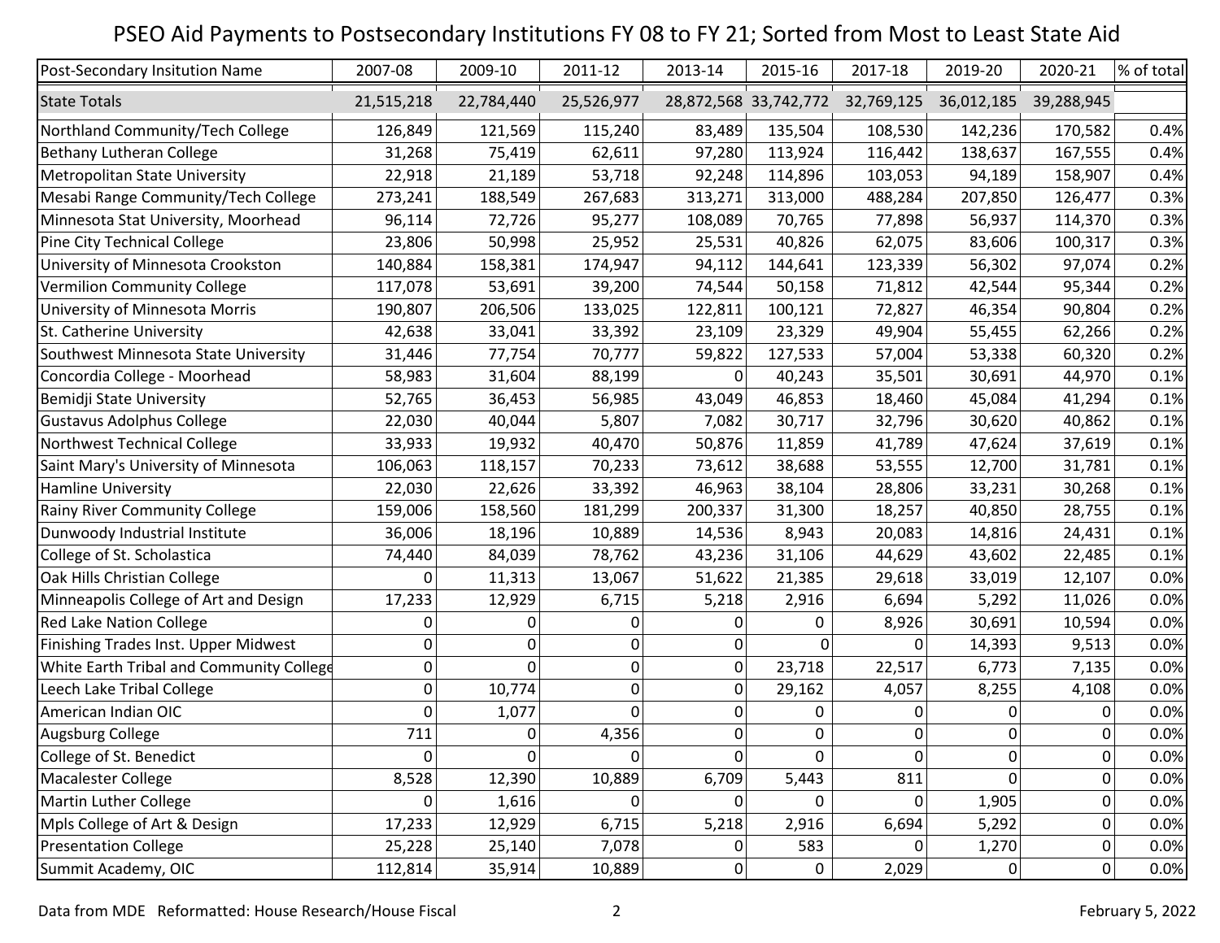# PSEO Aid Payments to Postsecondary Institutions FY 08 to FY 21; Sorted from Most to Least State Aid

| Post-Secondary Insitution Name | 2007-08 | 2009-10 | 2011-12 | 2013-14 | 2015-16 | 2017-18 | 2019-20 | 2020-21 | % of total |
|---|---|---|---|---|---|---|---|---|---|
| State Totals | 21,515,218 | 22,784,440 | 25,526,977 | 28,872,568 | 33,742,772 | 32,769,125 | 36,012,185 | 39,288,945 | |
| Northland Community/Tech College | 126,849 | 121,569 | 115,240 | 83,489 | 135,504 | 108,530 | 142,236 | 170,582 | 0.4% |
| Bethany Lutheran College | 31,268 | 75,419 | 62,611 | 97,280 | 113,924 | 116,442 | 138,637 | 167,555 | 0.4% |
| Metropolitan State University | 22,918 | 21,189 | 53,718 | 92,248 | 114,896 | 103,053 | 94,189 | 158,907 | 0.4% |
| Mesabi Range Community/Tech College | 273,241 | 188,549 | 267,683 | 313,271 | 313,000 | 488,284 | 207,850 | 126,477 | 0.3% |
| Minnesota Stat University, Moorhead | 96,114 | 72,726 | 95,277 | 108,089 | 70,765 | 77,898 | 56,937 | 114,370 | 0.3% |
| Pine City Technical College | 23,806 | 50,998 | 25,952 | 25,531 | 40,826 | 62,075 | 83,606 | 100,317 | 0.3% |
| University of Minnesota Crookston | 140,884 | 158,381 | 174,947 | 94,112 | 144,641 | 123,339 | 56,302 | 97,074 | 0.2% |
| Vermilion Community College | 117,078 | 53,691 | 39,200 | 74,544 | 50,158 | 71,812 | 42,544 | 95,344 | 0.2% |
| University of Minnesota Morris | 190,807 | 206,506 | 133,025 | 122,811 | 100,121 | 72,827 | 46,354 | 90,804 | 0.2% |
| St. Catherine University | 42,638 | 33,041 | 33,392 | 23,109 | 23,329 | 49,904 | 55,455 | 62,266 | 0.2% |
| Southwest Minnesota State University | 31,446 | 77,754 | 70,777 | 59,822 | 127,533 | 57,004 | 53,338 | 60,320 | 0.2% |
| Concordia College - Moorhead | 58,983 | 31,604 | 88,199 | 0 | 40,243 | 35,501 | 30,691 | 44,970 | 0.1% |
| Bemidji State University | 52,765 | 36,453 | 56,985 | 43,049 | 46,853 | 18,460 | 45,084 | 41,294 | 0.1% |
| Gustavus Adolphus College | 22,030 | 40,044 | 5,807 | 7,082 | 30,717 | 32,796 | 30,620 | 40,862 | 0.1% |
| Northwest Technical College | 33,933 | 19,932 | 40,470 | 50,876 | 11,859 | 41,789 | 47,624 | 37,619 | 0.1% |
| Saint Mary's University of Minnesota | 106,063 | 118,157 | 70,233 | 73,612 | 38,688 | 53,555 | 12,700 | 31,781 | 0.1% |
| Hamline University | 22,030 | 22,626 | 33,392 | 46,963 | 38,104 | 28,806 | 33,231 | 30,268 | 0.1% |
| Rainy River Community College | 159,006 | 158,560 | 181,299 | 200,337 | 31,300 | 18,257 | 40,850 | 28,755 | 0.1% |
| Dunwoody Industrial Institute | 36,006 | 18,196 | 10,889 | 14,536 | 8,943 | 20,083 | 14,816 | 24,431 | 0.1% |
| College of St. Scholastica | 74,440 | 84,039 | 78,762 | 43,236 | 31,106 | 44,629 | 43,602 | 22,485 | 0.1% |
| Oak Hills Christian College | 0 | 11,313 | 13,067 | 51,622 | 21,385 | 29,618 | 33,019 | 12,107 | 0.0% |
| Minneapolis College of Art and Design | 17,233 | 12,929 | 6,715 | 5,218 | 2,916 | 6,694 | 5,292 | 11,026 | 0.0% |
| Red Lake Nation College | 0 | 0 | 0 | 0 | 0 | 8,926 | 30,691 | 10,594 | 0.0% |
| Finishing Trades Inst. Upper Midwest | 0 | 0 | 0 | 0 | 0 | 0 | 14,393 | 9,513 | 0.0% |
| White Earth Tribal and Community College | 0 | 0 | 0 | 0 | 23,718 | 22,517 | 6,773 | 7,135 | 0.0% |
| Leech Lake Tribal College | 0 | 10,774 | 0 | 0 | 29,162 | 4,057 | 8,255 | 4,108 | 0.0% |
| American Indian OIC | 0 | 1,077 | 0 | 0 | 0 | 0 | 0 | 0 | 0.0% |
| Augsburg College | 711 | 0 | 4,356 | 0 | 0 | 0 | 0 | 0 | 0.0% |
| College of St. Benedict | 0 | 0 | 0 | 0 | 0 | 0 | 0 | 0 | 0.0% |
| Macalester College | 8,528 | 12,390 | 10,889 | 6,709 | 5,443 | 811 | 0 | 0 | 0.0% |
| Martin Luther College | 0 | 1,616 | 0 | 0 | 0 | 0 | 1,905 | 0 | 0.0% |
| Mpls College of Art & Design | 17,233 | 12,929 | 6,715 | 5,218 | 2,916 | 6,694 | 5,292 | 0 | 0.0% |
| Presentation College | 25,228 | 25,140 | 7,078 | 0 | 583 | 0 | 1,270 | 0 | 0.0% |
| Summit Academy, OIC | 112,814 | 35,914 | 10,889 | 0 | 0 | 2,029 | 0 | 0 | 0.0% |

Data from MDE Reformatted: House Research/House Fiscal

February 5, 2022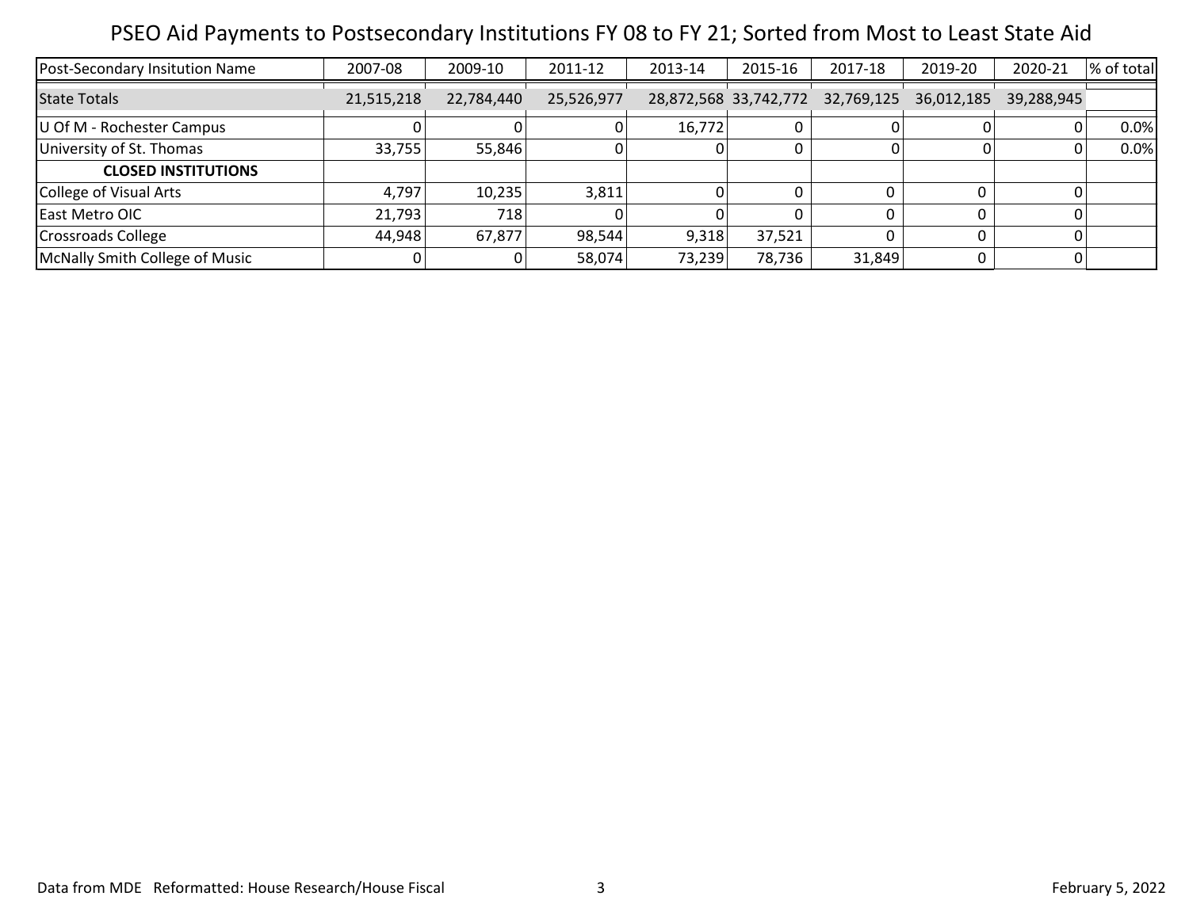# PSEO Aid Payments to Postsecondary Institutions FY 08 to FY 21; Sorted from Most to Least State Aid

| Post-Secondary Insitution Name | 2007-08 | 2009-10 | 2011-12 | 2013-14 | 2015-16 | 2017-18 | 2019-20 | 2020-21 | % of total |
|---|---|---|---|---|---|---|---|---|---|
| State Totals | 21,515,218 | 22,784,440 | 25,526,977 | 28,872,568 | 33,742,772 | 32,769,125 | 36,012,185 | 39,288,945 | |
| U Of M - Rochester Campus | 0 | 0 | 0 | 16,772 | 0 | 0 | 0 | 0 | 0.0% |
| University of St. Thomas | 33,755 | 55,846 | 0 | 0 | 0 | 0 | 0 | 0 | 0.0% |
| **CLOSED INSTITUTIONS** | | | | | | | | | |
| College of Visual Arts | 4,797 | 10,235 | 3,811 | 0 | 0 | 0 | 0 | 0 | |
| East Metro OIC | 21,793 | 718 | 0 | 0 | 0 | 0 | 0 | 0 | |
| Crossroads College | 44,948 | 67,877 | 98,544 | 9,318 | 37,521 | 0 | 0 | 0 | |
| McNally Smith College of Music | 0 | 0 | 58,074 | 73,239 | 78,736 | 31,849 | 0 | 0 | |

Data from MDE Reformatted: House Research/House Fiscal

February 5, 2022